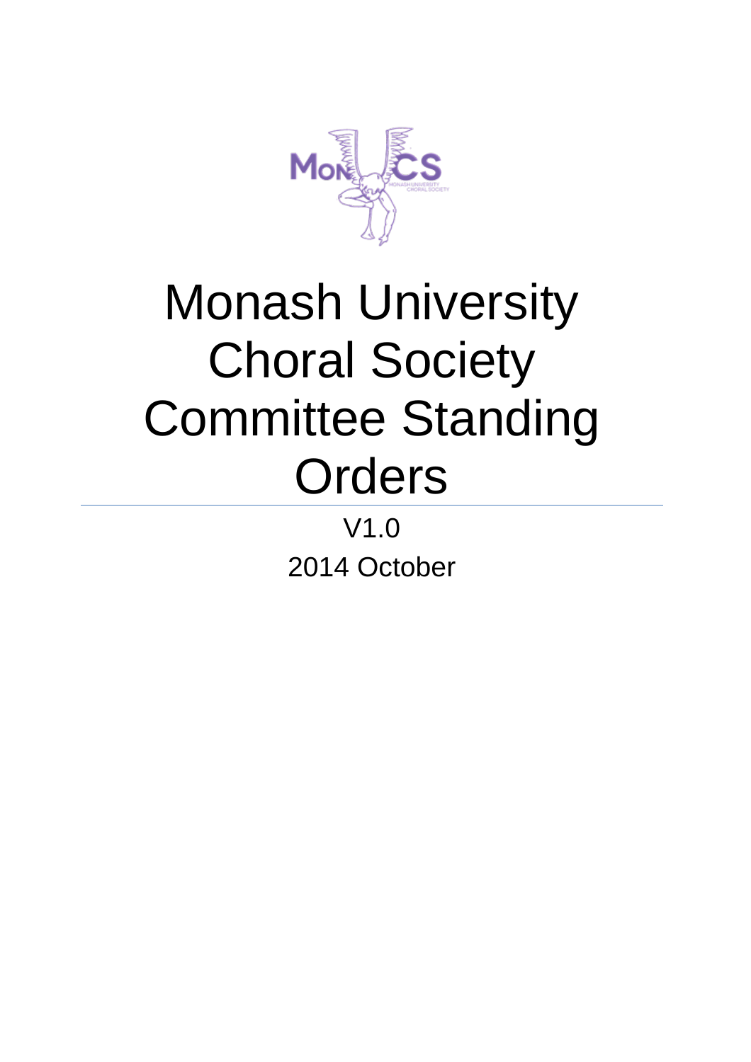# Monash University Choral Society Committee Standing Orders

V1.0

2014 October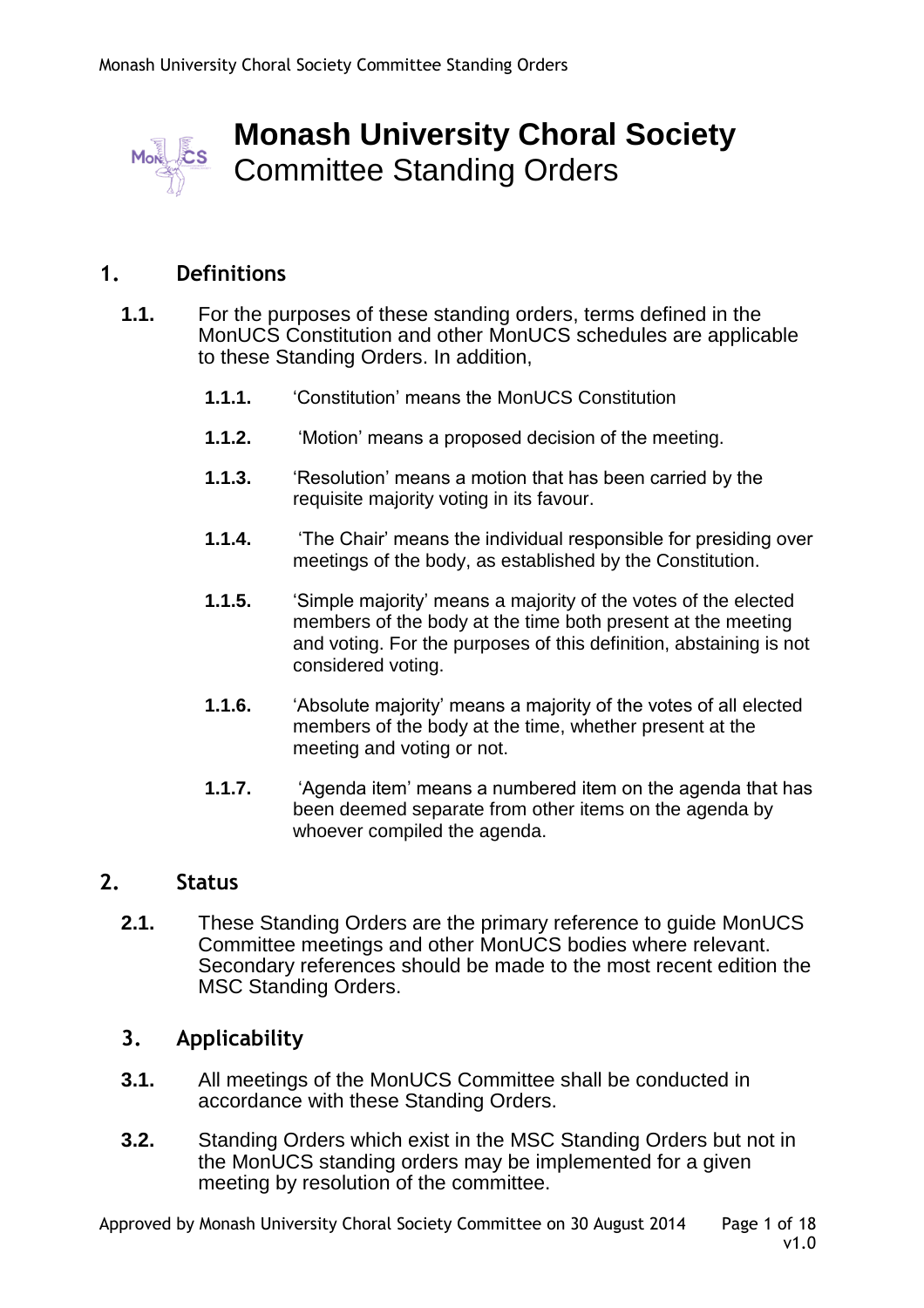# Monash University Choral Society
Committee Standing Orders

## 1. Definitions

**1.1.** For the purposes of these standing orders, terms defined in the MonUCS Constitution and other MonUCS schedules are applicable to these Standing Orders. In addition,

**1.1.1.** 'Constitution' means the MonUCS Constitution

**1.1.2.** 'Motion' means a proposed decision of the meeting.

**1.1.3.** 'Resolution' means a motion that has been carried by the requisite majority voting in its favour.

**1.1.4.** 'The Chair' means the individual responsible for presiding over meetings of the body, as established by the Constitution.

**1.1.5.** 'Simple majority' means a majority of the votes of the elected members of the body at the time both present at the meeting and voting. For the purposes of this definition, abstaining is not considered voting.

**1.1.6.** 'Absolute majority' means a majority of the votes of all elected members of the body at the time, whether present at the meeting and voting or not.

**1.1.7.** 'Agenda item' means a numbered item on the agenda that has been deemed separate from other items on the agenda by whoever compiled the agenda.

## 2. Status

**2.1.** These Standing Orders are the primary reference to guide MonUCS Committee meetings and other MonUCS bodies where relevant. Secondary references should be made to the most recent edition the MSC Standing Orders.

## 3. Applicability

**3.1.** All meetings of the MonUCS Committee shall be conducted in accordance with these Standing Orders.

**3.2.** Standing Orders which exist in the MSC Standing Orders but not in the MonUCS standing orders may be implemented for a given meeting by resolution of the committee.

Approved by Monash University Choral Society Committee on 30 August 2014

v1.0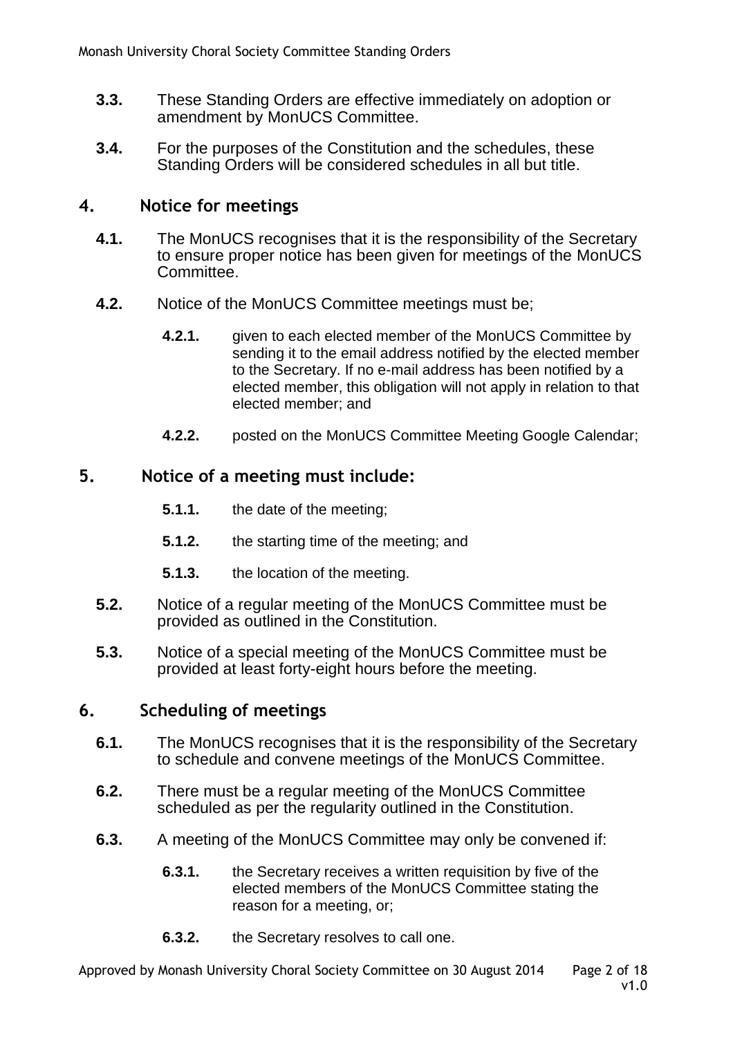**3.3.** These Standing Orders are effective immediately on adoption or amendment by MonUCS Committee.

**3.4.** For the purposes of the Constitution and the schedules, these Standing Orders will be considered schedules in all but title.

## 4. Notice for meetings

**4.1.** The MonUCS recognises that it is the responsibility of the Secretary to ensure proper notice has been given for meetings of the MonUCS Committee.

**4.2.** Notice of the MonUCS Committee meetings must be;

**4.2.1.** given to each elected member of the MonUCS Committee by sending it to the email address notified by the elected member to the Secretary. If no e-mail address has been notified by a elected member, this obligation will not apply in relation to that elected member; and

**4.2.2.** posted on the MonUCS Committee Meeting Google Calendar;

## 5. Notice of a meeting must include:

**5.1.1.** the date of the meeting;

**5.1.2.** the starting time of the meeting; and

**5.1.3.** the location of the meeting.

**5.2.** Notice of a regular meeting of the MonUCS Committee must be provided as outlined in the Constitution.

**5.3.** Notice of a special meeting of the MonUCS Committee must be provided at least forty-eight hours before the meeting.

## 6. Scheduling of meetings

**6.1.** The MonUCS recognises that it is the responsibility of the Secretary to schedule and convene meetings of the MonUCS Committee.

**6.2.** There must be a regular meeting of the MonUCS Committee scheduled as per the regularity outlined in the Constitution.

**6.3.** A meeting of the MonUCS Committee may only be convened if:

**6.3.1.** the Secretary receives a written requisition by five of the elected members of the MonUCS Committee stating the reason for a meeting, or;

**6.3.2.** the Secretary resolves to call one.

Approved by Monash University Choral Society Committee on 30 August 2014

v1.0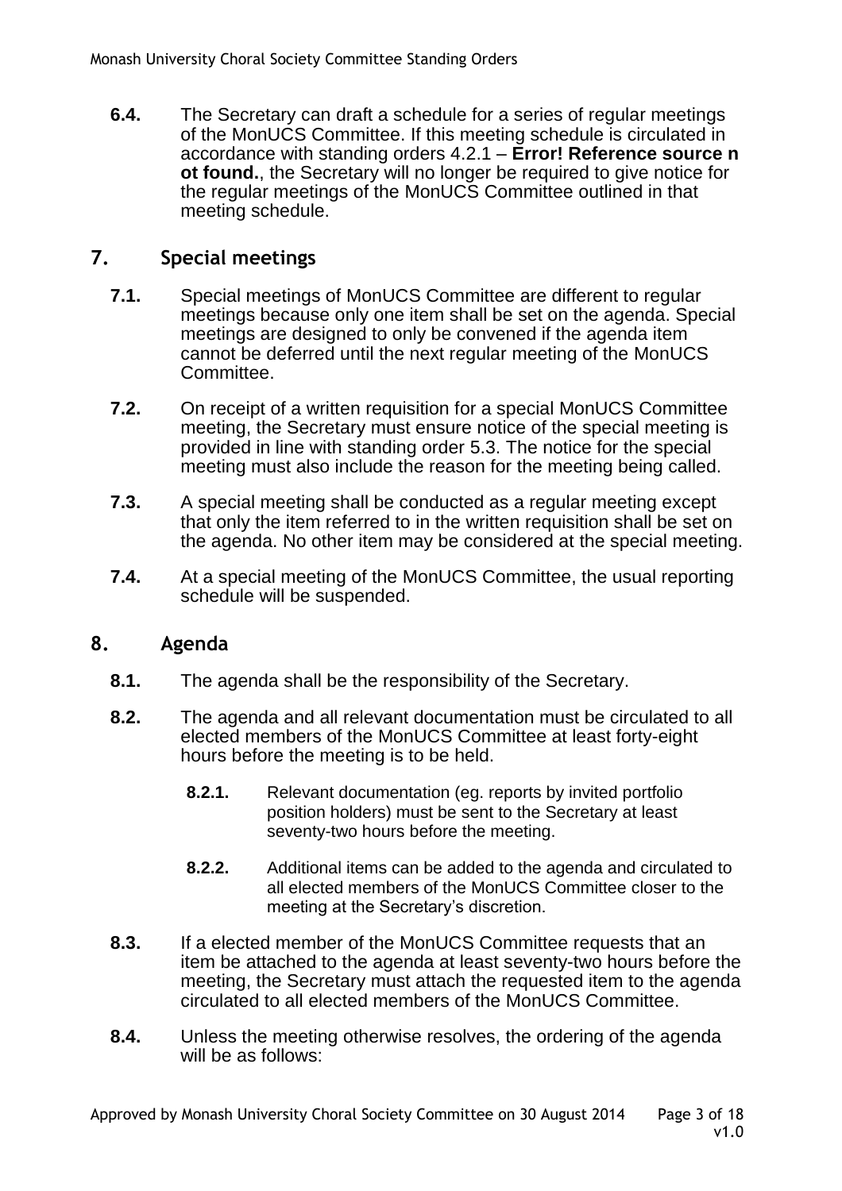**6.4.** The Secretary can draft a schedule for a series of regular meetings of the MonUCS Committee. If this meeting schedule is circulated in accordance with standing orders 4.2.1 – **Error! Reference source not found.**, the Secretary will no longer be required to give notice for the regular meetings of the MonUCS Committee outlined in that meeting schedule.

## 7. Special meetings

**7.1.** Special meetings of MonUCS Committee are different to regular meetings because only one item shall be set on the agenda. Special meetings are designed to only be convened if the agenda item cannot be deferred until the next regular meeting of the MonUCS Committee.

**7.2.** On receipt of a written requisition for a special MonUCS Committee meeting, the Secretary must ensure notice of the special meeting is provided in line with standing order 5.3. The notice for the special meeting must also include the reason for the meeting being called.

**7.3.** A special meeting shall be conducted as a regular meeting except that only the item referred to in the written requisition shall be set on the agenda. No other item may be considered at the special meeting.

**7.4.** At a special meeting of the MonUCS Committee, the usual reporting schedule will be suspended.

## 8. Agenda

**8.1.** The agenda shall be the responsibility of the Secretary.

**8.2.** The agenda and all relevant documentation must be circulated to all elected members of the MonUCS Committee at least forty-eight hours before the meeting is to be held.

> **8.2.1.** Relevant documentation (eg. reports by invited portfolio position holders) must be sent to the Secretary at least seventy-two hours before the meeting.
>
> **8.2.2.** Additional items can be added to the agenda and circulated to all elected members of the MonUCS Committee closer to the meeting at the Secretary's discretion.

**8.3.** If a elected member of the MonUCS Committee requests that an item be attached to the agenda at least seventy-two hours before the meeting, the Secretary must attach the requested item to the agenda circulated to all elected members of the MonUCS Committee.

**8.4.** Unless the meeting otherwise resolves, the ordering of the agenda will be as follows: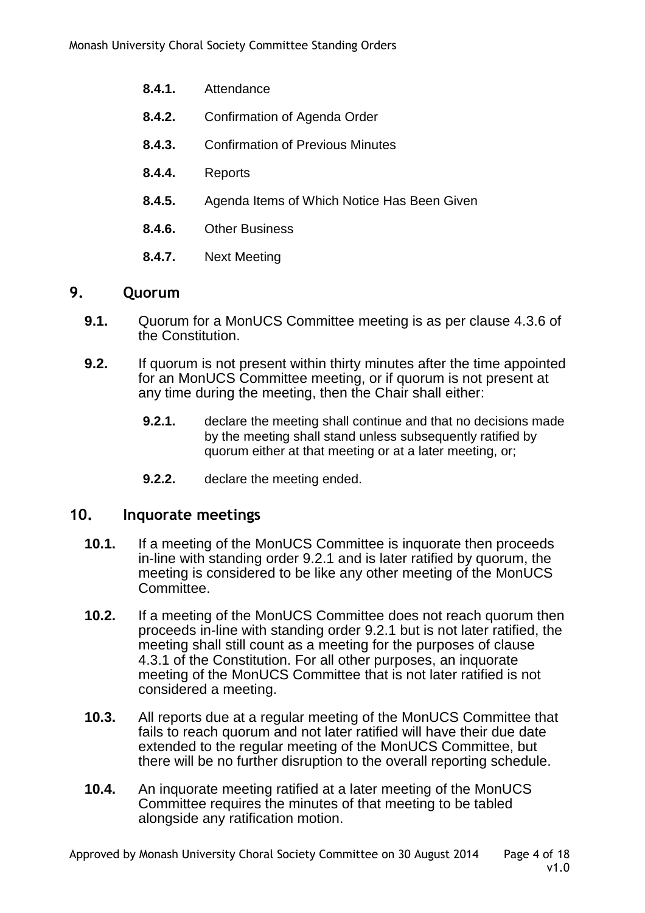**8.4.1.** Attendance

**8.4.2.** Confirmation of Agenda Order

**8.4.3.** Confirmation of Previous Minutes

**8.4.4.** Reports

**8.4.5.** Agenda Items of Which Notice Has Been Given

**8.4.6.** Other Business

**8.4.7.** Next Meeting

## 9. Quorum

**9.1.** Quorum for a MonUCS Committee meeting is as per clause 4.3.6 of the Constitution.

**9.2.** If quorum is not present within thirty minutes after the time appointed for an MonUCS Committee meeting, or if quorum is not present at any time during the meeting, then the Chair shall either:

**9.2.1.** declare the meeting shall continue and that no decisions made by the meeting shall stand unless subsequently ratified by quorum either at that meeting or at a later meeting, or;

**9.2.2.** declare the meeting ended.

## 10. Inquorate meetings

**10.1.** If a meeting of the MonUCS Committee is inquorate then proceeds in-line with standing order 9.2.1 and is later ratified by quorum, the meeting is considered to be like any other meeting of the MonUCS Committee.

**10.2.** If a meeting of the MonUCS Committee does not reach quorum then proceeds in-line with standing order 9.2.1 but is not later ratified, the meeting shall still count as a meeting for the purposes of clause 4.3.1 of the Constitution. For all other purposes, an inquorate meeting of the MonUCS Committee that is not later ratified is not considered a meeting.

**10.3.** All reports due at a regular meeting of the MonUCS Committee that fails to reach quorum and not later ratified will have their due date extended to the regular meeting of the MonUCS Committee, but there will be no further disruption to the overall reporting schedule.

**10.4.** An inquorate meeting ratified at a later meeting of the MonUCS Committee requires the minutes of that meeting to be tabled alongside any ratification motion.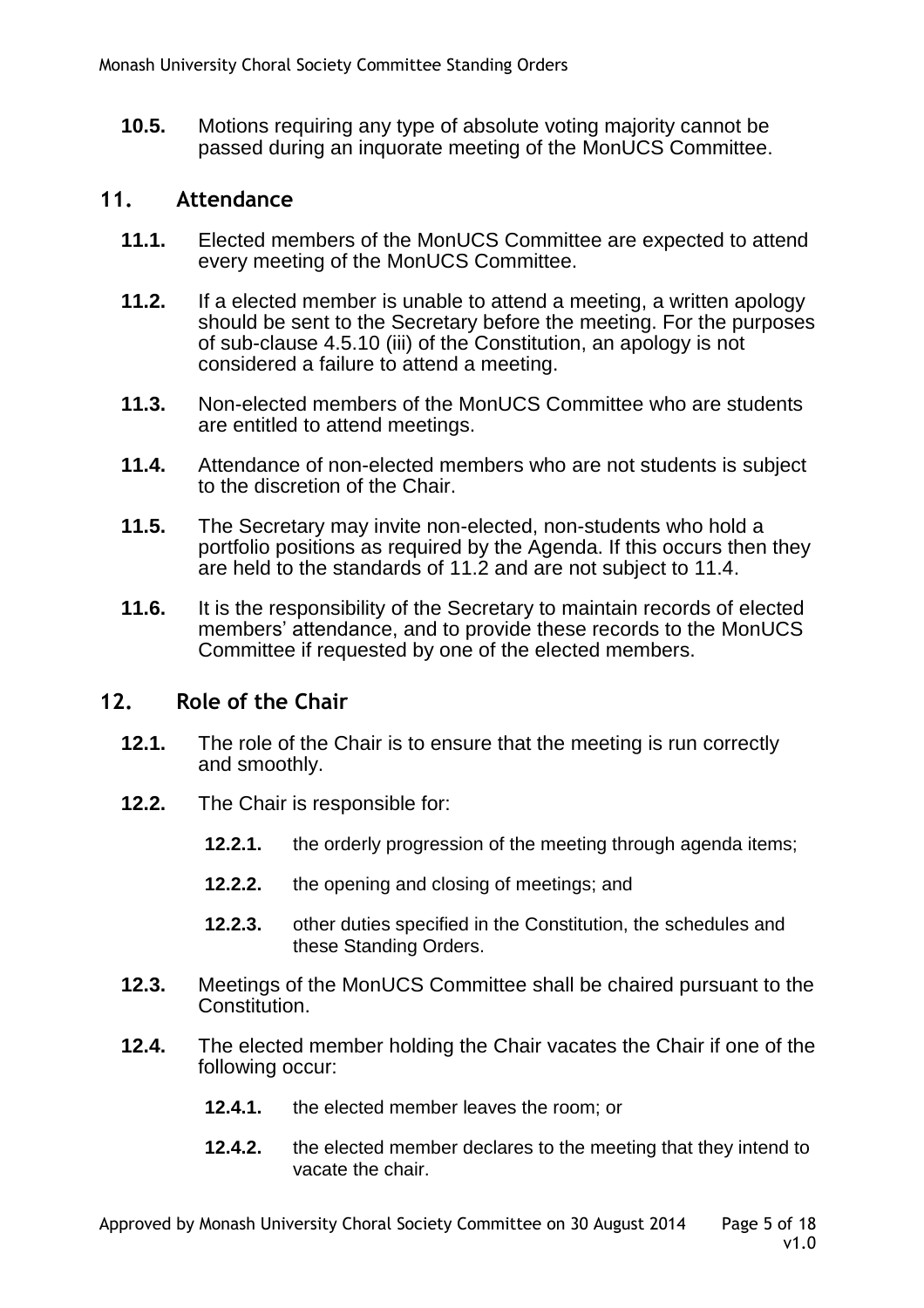**10.5.** Motions requiring any type of absolute voting majority cannot be passed during an inquorate meeting of the MonUCS Committee.

## 11. Attendance

**11.1.** Elected members of the MonUCS Committee are expected to attend every meeting of the MonUCS Committee.

**11.2.** If a elected member is unable to attend a meeting, a written apology should be sent to the Secretary before the meeting. For the purposes of sub-clause 4.5.10 (iii) of the Constitution, an apology is not considered a failure to attend a meeting.

**11.3.** Non-elected members of the MonUCS Committee who are students are entitled to attend meetings.

**11.4.** Attendance of non-elected members who are not students is subject to the discretion of the Chair.

**11.5.** The Secretary may invite non-elected, non-students who hold a portfolio positions as required by the Agenda. If this occurs then they are held to the standards of 11.2 and are not subject to 11.4.

**11.6.** It is the responsibility of the Secretary to maintain records of elected members' attendance, and to provide these records to the MonUCS Committee if requested by one of the elected members.

## 12. Role of the Chair

**12.1.** The role of the Chair is to ensure that the meeting is run correctly and smoothly.

**12.2.** The Chair is responsible for:

- **12.2.1.** the orderly progression of the meeting through agenda items;
- **12.2.2.** the opening and closing of meetings; and
- **12.2.3.** other duties specified in the Constitution, the schedules and these Standing Orders.

**12.3.** Meetings of the MonUCS Committee shall be chaired pursuant to the Constitution.

**12.4.** The elected member holding the Chair vacates the Chair if one of the following occur:

- **12.4.1.** the elected member leaves the room; or
- **12.4.2.** the elected member declares to the meeting that they intend to vacate the chair.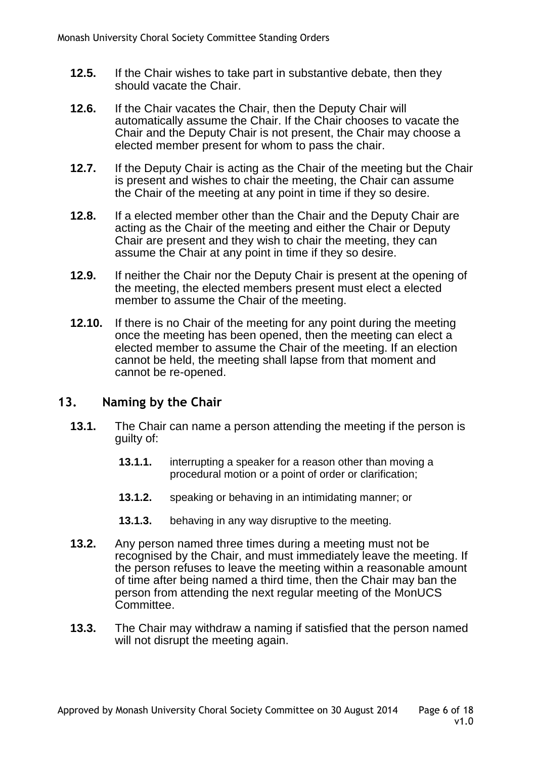**12.5.** If the Chair wishes to take part in substantive debate, then they should vacate the Chair.

**12.6.** If the Chair vacates the Chair, then the Deputy Chair will automatically assume the Chair. If the Chair chooses to vacate the Chair and the Deputy Chair is not present, the Chair may choose a elected member present for whom to pass the chair.

**12.7.** If the Deputy Chair is acting as the Chair of the meeting but the Chair is present and wishes to chair the meeting, the Chair can assume the Chair of the meeting at any point in time if they so desire.

**12.8.** If a elected member other than the Chair and the Deputy Chair are acting as the Chair of the meeting and either the Chair or Deputy Chair are present and they wish to chair the meeting, they can assume the Chair at any point in time if they so desire.

**12.9.** If neither the Chair nor the Deputy Chair is present at the opening of the meeting, the elected members present must elect a elected member to assume the Chair of the meeting.

**12.10.** If there is no Chair of the meeting for any point during the meeting once the meeting has been opened, then the meeting can elect a elected member to assume the Chair of the meeting. If an election cannot be held, the meeting shall lapse from that moment and cannot be re-opened.

## 13. Naming by the Chair

**13.1.** The Chair can name a person attending the meeting if the person is guilty of:

- **13.1.1.** interrupting a speaker for a reason other than moving a procedural motion or a point of order or clarification;
- **13.1.2.** speaking or behaving in an intimidating manner; or
- **13.1.3.** behaving in any way disruptive to the meeting.

**13.2.** Any person named three times during a meeting must not be recognised by the Chair, and must immediately leave the meeting. If the person refuses to leave the meeting within a reasonable amount of time after being named a third time, then the Chair may ban the person from attending the next regular meeting of the MonUCS Committee.

**13.3.** The Chair may withdraw a naming if satisfied that the person named will not disrupt the meeting again.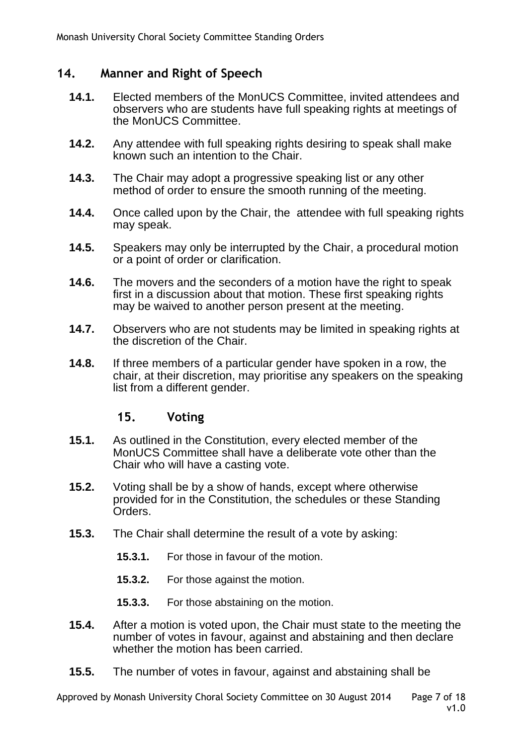## 14. Manner and Right of Speech

**14.1.** Elected members of the MonUCS Committee, invited attendees and observers who are students have full speaking rights at meetings of the MonUCS Committee.

**14.2.** Any attendee with full speaking rights desiring to speak shall make known such an intention to the Chair.

**14.3.** The Chair may adopt a progressive speaking list or any other method of order to ensure the smooth running of the meeting.

**14.4.** Once called upon by the Chair, the attendee with full speaking rights may speak.

**14.5.** Speakers may only be interrupted by the Chair, a procedural motion or a point of order or clarification.

**14.6.** The movers and the seconders of a motion have the right to speak first in a discussion about that motion. These first speaking rights may be waived to another person present at the meeting.

**14.7.** Observers who are not students may be limited in speaking rights at the discretion of the Chair.

**14.8.** If three members of a particular gender have spoken in a row, the chair, at their discretion, may prioritise any speakers on the speaking list from a different gender.

## 15. Voting

**15.1.** As outlined in the Constitution, every elected member of the MonUCS Committee shall have a deliberate vote other than the Chair who will have a casting vote.

**15.2.** Voting shall be by a show of hands, except where otherwise provided for in the Constitution, the schedules or these Standing Orders.

**15.3.** The Chair shall determine the result of a vote by asking:

**15.3.1.** For those in favour of the motion.

**15.3.2.** For those against the motion.

**15.3.3.** For those abstaining on the motion.

**15.4.** After a motion is voted upon, the Chair must state to the meeting the number of votes in favour, against and abstaining and then declare whether the motion has been carried.

**15.5.** The number of votes in favour, against and abstaining shall be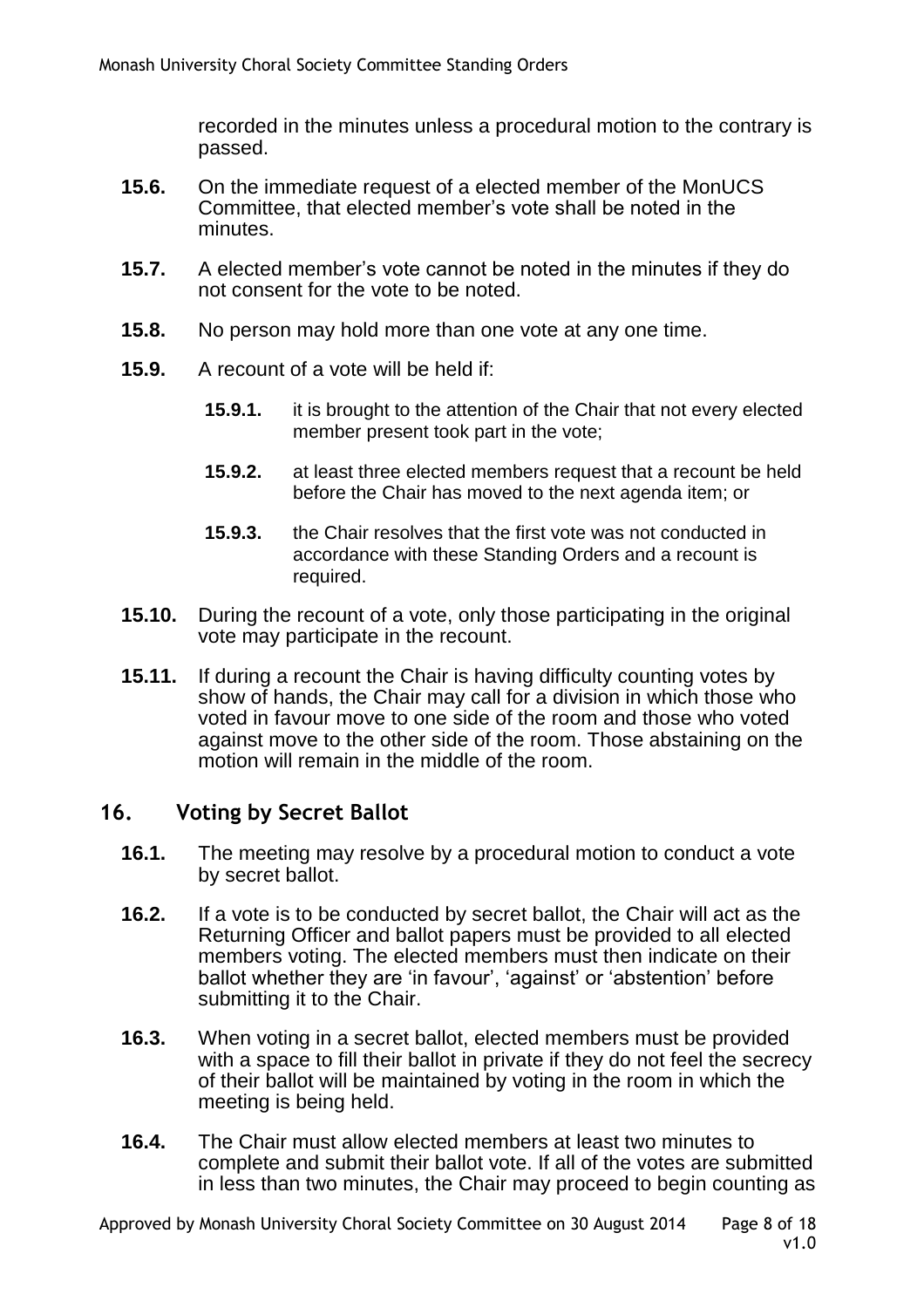recorded in the minutes unless a procedural motion to the contrary is passed.

**15.6.** On the immediate request of a elected member of the MonUCS Committee, that elected member's vote shall be noted in the minutes.

**15.7.** A elected member's vote cannot be noted in the minutes if they do not consent for the vote to be noted.

**15.8.** No person may hold more than one vote at any one time.

**15.9.** A recount of a vote will be held if:

- **15.9.1.** it is brought to the attention of the Chair that not every elected member present took part in the vote;
- **15.9.2.** at least three elected members request that a recount be held before the Chair has moved to the next agenda item; or
- **15.9.3.** the Chair resolves that the first vote was not conducted in accordance with these Standing Orders and a recount is required.

**15.10.** During the recount of a vote, only those participating in the original vote may participate in the recount.

**15.11.** If during a recount the Chair is having difficulty counting votes by show of hands, the Chair may call for a division in which those who voted in favour move to one side of the room and those who voted against move to the other side of the room. Those abstaining on the motion will remain in the middle of the room.

## 16. Voting by Secret Ballot

**16.1.** The meeting may resolve by a procedural motion to conduct a vote by secret ballot.

**16.2.** If a vote is to be conducted by secret ballot, the Chair will act as the Returning Officer and ballot papers must be provided to all elected members voting. The elected members must then indicate on their ballot whether they are 'in favour', 'against' or 'abstention' before submitting it to the Chair.

**16.3.** When voting in a secret ballot, elected members must be provided with a space to fill their ballot in private if they do not feel the secrecy of their ballot will be maintained by voting in the room in which the meeting is being held.

**16.4.** The Chair must allow elected members at least two minutes to complete and submit their ballot vote. If all of the votes are submitted in less than two minutes, the Chair may proceed to begin counting as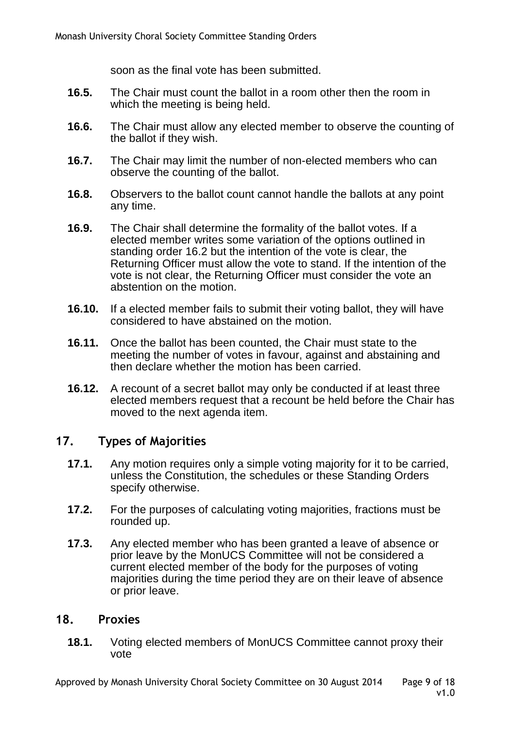soon as the final vote has been submitted.

**16.5.** The Chair must count the ballot in a room other then the room in which the meeting is being held.

**16.6.** The Chair must allow any elected member to observe the counting of the ballot if they wish.

**16.7.** The Chair may limit the number of non-elected members who can observe the counting of the ballot.

**16.8.** Observers to the ballot count cannot handle the ballots at any point any time.

**16.9.** The Chair shall determine the formality of the ballot votes. If a elected member writes some variation of the options outlined in standing order 16.2 but the intention of the vote is clear, the Returning Officer must allow the vote to stand. If the intention of the vote is not clear, the Returning Officer must consider the vote an abstention on the motion.

**16.10.** If a elected member fails to submit their voting ballot, they will have considered to have abstained on the motion.

**16.11.** Once the ballot has been counted, the Chair must state to the meeting the number of votes in favour, against and abstaining and then declare whether the motion has been carried.

**16.12.** A recount of a secret ballot may only be conducted if at least three elected members request that a recount be held before the Chair has moved to the next agenda item.

## 17. Types of Majorities

**17.1.** Any motion requires only a simple voting majority for it to be carried, unless the Constitution, the schedules or these Standing Orders specify otherwise.

**17.2.** For the purposes of calculating voting majorities, fractions must be rounded up.

**17.3.** Any elected member who has been granted a leave of absence or prior leave by the MonUCS Committee will not be considered a current elected member of the body for the purposes of voting majorities during the time period they are on their leave of absence or prior leave.

## 18. Proxies

**18.1.** Voting elected members of MonUCS Committee cannot proxy their vote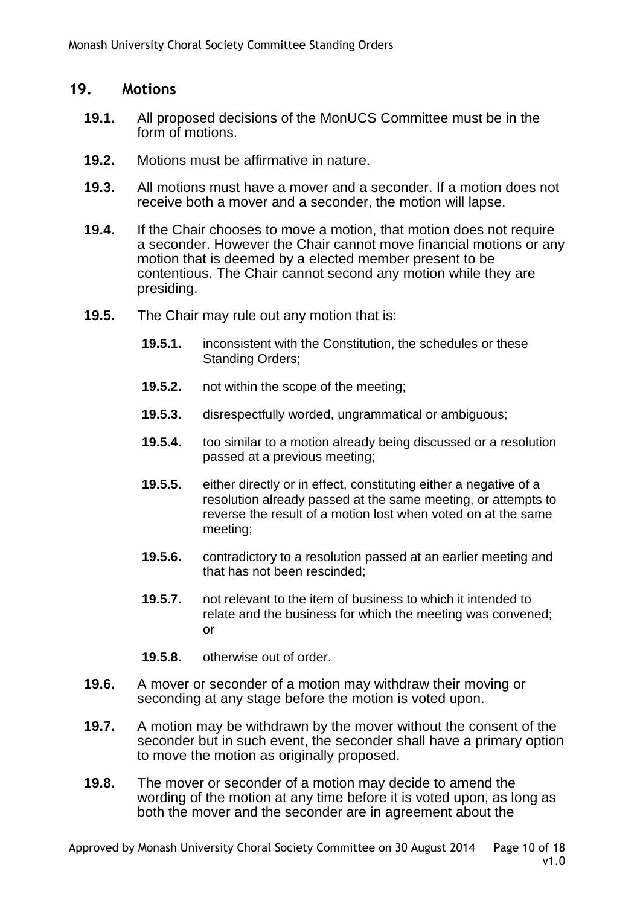## 19. Motions

**19.1.** All proposed decisions of the MonUCS Committee must be in the form of motions.

**19.2.** Motions must be affirmative in nature.

**19.3.** All motions must have a mover and a seconder. If a motion does not receive both a mover and a seconder, the motion will lapse.

**19.4.** If the Chair chooses to move a motion, that motion does not require a seconder. However the Chair cannot move financial motions or any motion that is deemed by a elected member present to be contentious. The Chair cannot second any motion while they are presiding.

**19.5.** The Chair may rule out any motion that is:

- **19.5.1.** inconsistent with the Constitution, the schedules or these Standing Orders;
- **19.5.2.** not within the scope of the meeting;
- **19.5.3.** disrespectfully worded, ungrammatical or ambiguous;
- **19.5.4.** too similar to a motion already being discussed or a resolution passed at a previous meeting;
- **19.5.5.** either directly or in effect, constituting either a negative of a resolution already passed at the same meeting, or attempts to reverse the result of a motion lost when voted on at the same meeting;
- **19.5.6.** contradictory to a resolution passed at an earlier meeting and that has not been rescinded;
- **19.5.7.** not relevant to the item of business to which it intended to relate and the business for which the meeting was convened; or
- **19.5.8.** otherwise out of order.

**19.6.** A mover or seconder of a motion may withdraw their moving or seconding at any stage before the motion is voted upon.

**19.7.** A motion may be withdrawn by the mover without the consent of the seconder but in such event, the seconder shall have a primary option to move the motion as originally proposed.

**19.8.** The mover or seconder of a motion may decide to amend the wording of the motion at any time before it is voted upon, as long as both the mover and the seconder are in agreement about the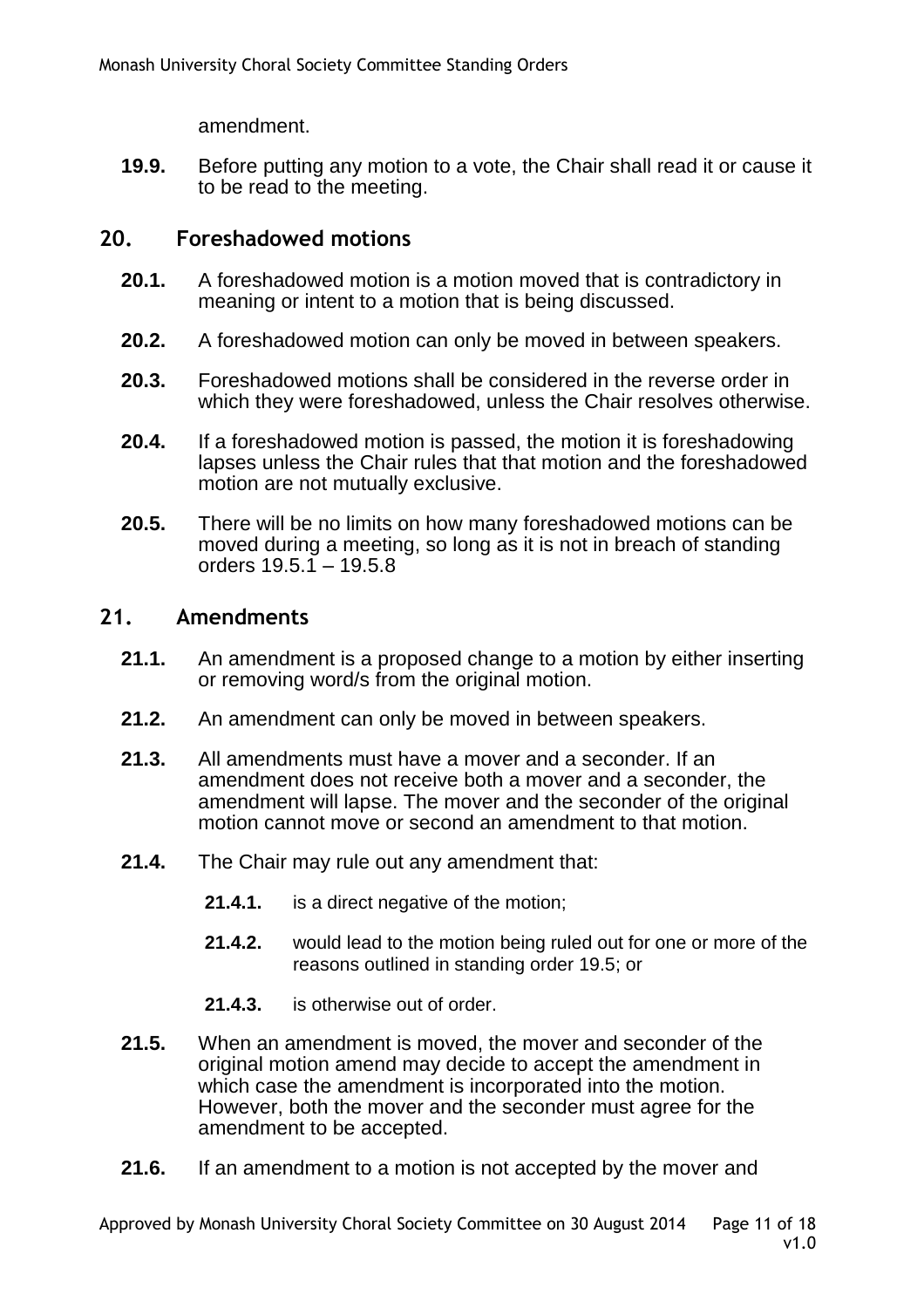amendment.

**19.9.** Before putting any motion to a vote, the Chair shall read it or cause it to be read to the meeting.

## 20. Foreshadowed motions

**20.1.** A foreshadowed motion is a motion moved that is contradictory in meaning or intent to a motion that is being discussed.

**20.2.** A foreshadowed motion can only be moved in between speakers.

**20.3.** Foreshadowed motions shall be considered in the reverse order in which they were foreshadowed, unless the Chair resolves otherwise.

**20.4.** If a foreshadowed motion is passed, the motion it is foreshadowing lapses unless the Chair rules that that motion and the foreshadowed motion are not mutually exclusive.

**20.5.** There will be no limits on how many foreshadowed motions can be moved during a meeting, so long as it is not in breach of standing orders 19.5.1 – 19.5.8

## 21. Amendments

**21.1.** An amendment is a proposed change to a motion by either inserting or removing word/s from the original motion.

**21.2.** An amendment can only be moved in between speakers.

**21.3.** All amendments must have a mover and a seconder. If an amendment does not receive both a mover and a seconder, the amendment will lapse. The mover and the seconder of the original motion cannot move or second an amendment to that motion.

**21.4.** The Chair may rule out any amendment that:

- **21.4.1.** is a direct negative of the motion;
- **21.4.2.** would lead to the motion being ruled out for one or more of the reasons outlined in standing order 19.5; or
- **21.4.3.** is otherwise out of order.

**21.5.** When an amendment is moved, the mover and seconder of the original motion amend may decide to accept the amendment in which case the amendment is incorporated into the motion. However, both the mover and the seconder must agree for the amendment to be accepted.

**21.6.** If an amendment to a motion is not accepted by the mover and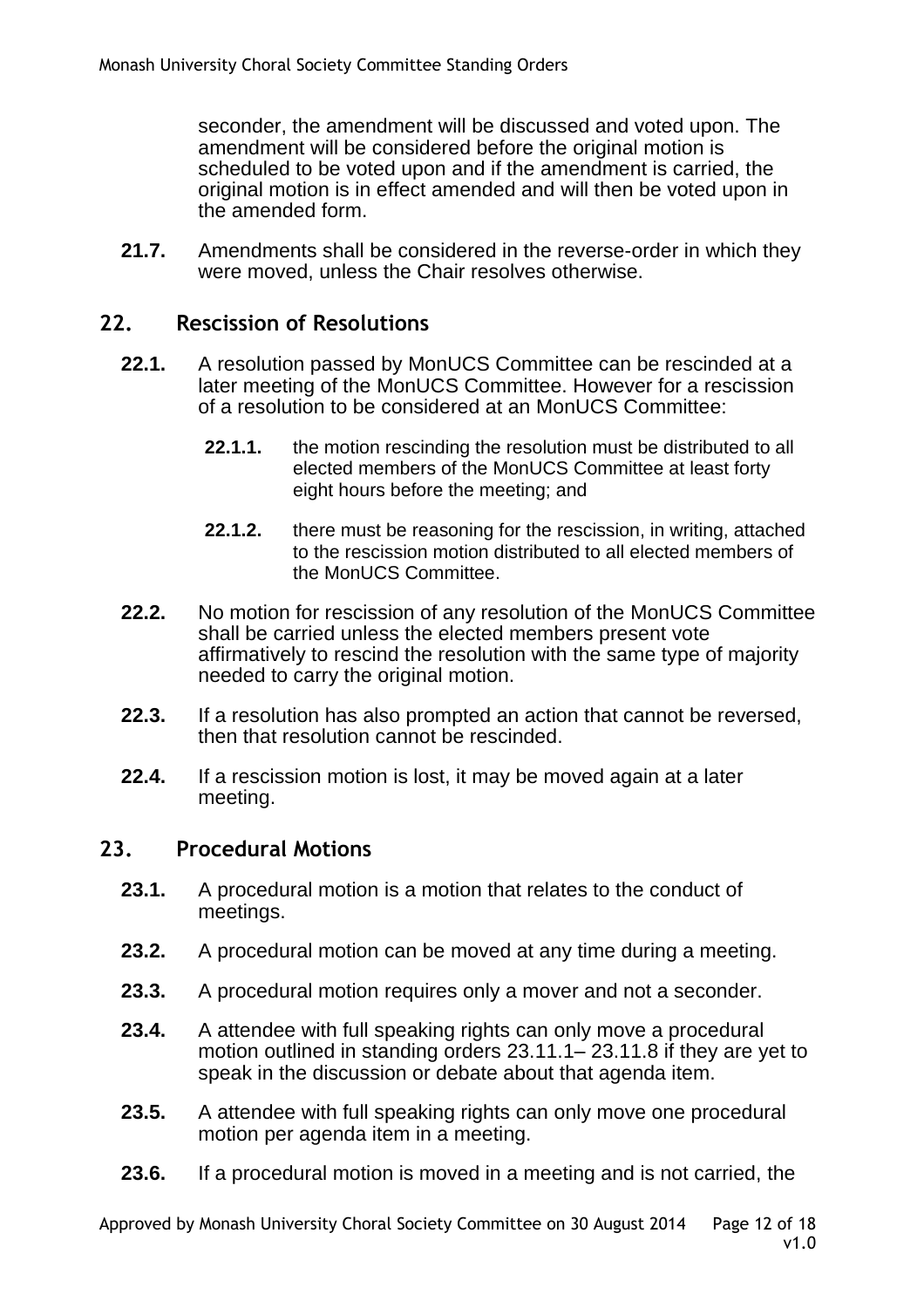seconder, the amendment will be discussed and voted upon. The amendment will be considered before the original motion is scheduled to be voted upon and if the amendment is carried, the original motion is in effect amended and will then be voted upon in the amended form.

**21.7.** Amendments shall be considered in the reverse-order in which they were moved, unless the Chair resolves otherwise.

## 22. Rescission of Resolutions

**22.1.** A resolution passed by MonUCS Committee can be rescinded at a later meeting of the MonUCS Committee. However for a rescission of a resolution to be considered at an MonUCS Committee:

- **22.1.1.** the motion rescinding the resolution must be distributed to all elected members of the MonUCS Committee at least forty eight hours before the meeting; and
- **22.1.2.** there must be reasoning for the rescission, in writing, attached to the rescission motion distributed to all elected members of the MonUCS Committee.

**22.2.** No motion for rescission of any resolution of the MonUCS Committee shall be carried unless the elected members present vote affirmatively to rescind the resolution with the same type of majority needed to carry the original motion.

**22.3.** If a resolution has also prompted an action that cannot be reversed, then that resolution cannot be rescinded.

**22.4.** If a rescission motion is lost, it may be moved again at a later meeting.

## 23. Procedural Motions

**23.1.** A procedural motion is a motion that relates to the conduct of meetings.

**23.2.** A procedural motion can be moved at any time during a meeting.

**23.3.** A procedural motion requires only a mover and not a seconder.

**23.4.** A attendee with full speaking rights can only move a procedural motion outlined in standing orders 23.11.1– 23.11.8 if they are yet to speak in the discussion or debate about that agenda item.

**23.5.** A attendee with full speaking rights can only move one procedural motion per agenda item in a meeting.

**23.6.** If a procedural motion is moved in a meeting and is not carried, the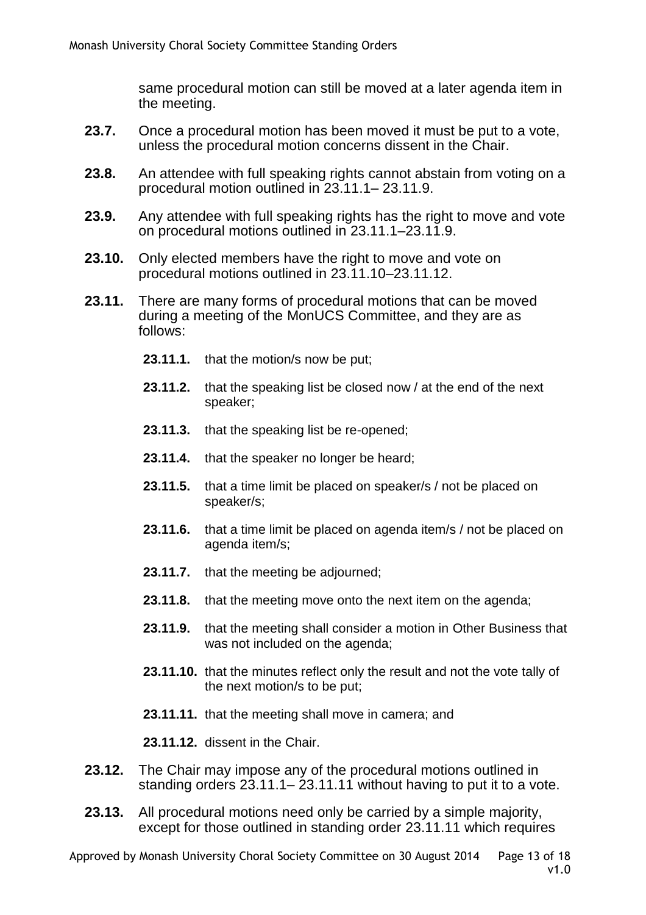same procedural motion can still be moved at a later agenda item in the meeting.

**23.7.** Once a procedural motion has been moved it must be put to a vote, unless the procedural motion concerns dissent in the Chair.

**23.8.** An attendee with full speaking rights cannot abstain from voting on a procedural motion outlined in 23.11.1– 23.11.9.

**23.9.** Any attendee with full speaking rights has the right to move and vote on procedural motions outlined in 23.11.1–23.11.9.

**23.10.** Only elected members have the right to move and vote on procedural motions outlined in 23.11.10–23.11.12.

**23.11.** There are many forms of procedural motions that can be moved during a meeting of the MonUCS Committee, and they are as follows:

- **23.11.1.** that the motion/s now be put;
- **23.11.2.** that the speaking list be closed now / at the end of the next speaker;
- **23.11.3.** that the speaking list be re-opened;
- **23.11.4.** that the speaker no longer be heard;
- **23.11.5.** that a time limit be placed on speaker/s / not be placed on speaker/s;
- **23.11.6.** that a time limit be placed on agenda item/s / not be placed on agenda item/s;
- **23.11.7.** that the meeting be adjourned;
- **23.11.8.** that the meeting move onto the next item on the agenda;
- **23.11.9.** that the meeting shall consider a motion in Other Business that was not included on the agenda;
- **23.11.10.** that the minutes reflect only the result and not the vote tally of the next motion/s to be put;
- **23.11.11.** that the meeting shall move in camera; and
- **23.11.12.** dissent in the Chair.

**23.12.** The Chair may impose any of the procedural motions outlined in standing orders 23.11.1– 23.11.11 without having to put it to a vote.

**23.13.** All procedural motions need only be carried by a simple majority, except for those outlined in standing order 23.11.11 which requires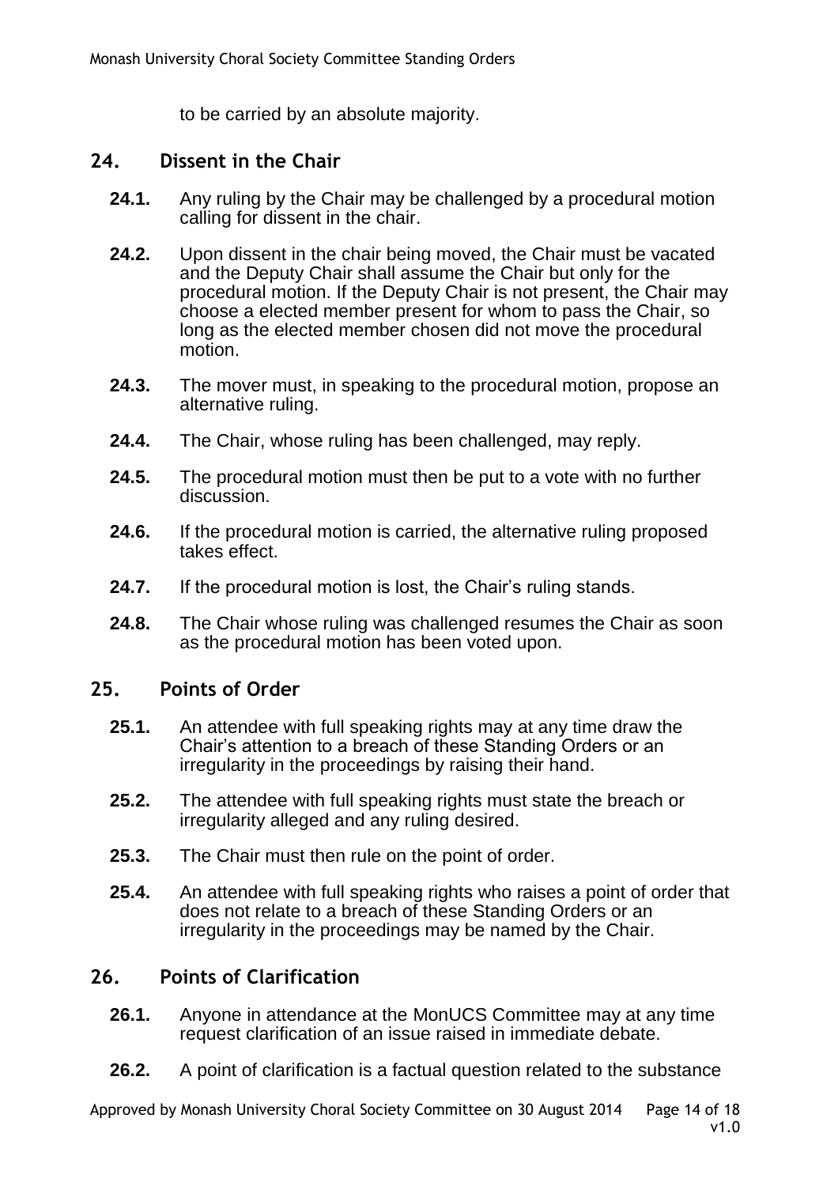to be carried by an absolute majority.

## 24. Dissent in the Chair

**24.1.** Any ruling by the Chair may be challenged by a procedural motion calling for dissent in the chair.

**24.2.** Upon dissent in the chair being moved, the Chair must be vacated and the Deputy Chair shall assume the Chair but only for the procedural motion. If the Deputy Chair is not present, the Chair may choose a elected member present for whom to pass the Chair, so long as the elected member chosen did not move the procedural motion.

**24.3.** The mover must, in speaking to the procedural motion, propose an alternative ruling.

**24.4.** The Chair, whose ruling has been challenged, may reply.

**24.5.** The procedural motion must then be put to a vote with no further discussion.

**24.6.** If the procedural motion is carried, the alternative ruling proposed takes effect.

**24.7.** If the procedural motion is lost, the Chair's ruling stands.

**24.8.** The Chair whose ruling was challenged resumes the Chair as soon as the procedural motion has been voted upon.

## 25. Points of Order

**25.1.** An attendee with full speaking rights may at any time draw the Chair's attention to a breach of these Standing Orders or an irregularity in the proceedings by raising their hand.

**25.2.** The attendee with full speaking rights must state the breach or irregularity alleged and any ruling desired.

**25.3.** The Chair must then rule on the point of order.

**25.4.** An attendee with full speaking rights who raises a point of order that does not relate to a breach of these Standing Orders or an irregularity in the proceedings may be named by the Chair.

## 26. Points of Clarification

**26.1.** Anyone in attendance at the MonUCS Committee may at any time request clarification of an issue raised in immediate debate.

**26.2.** A point of clarification is a factual question related to the substance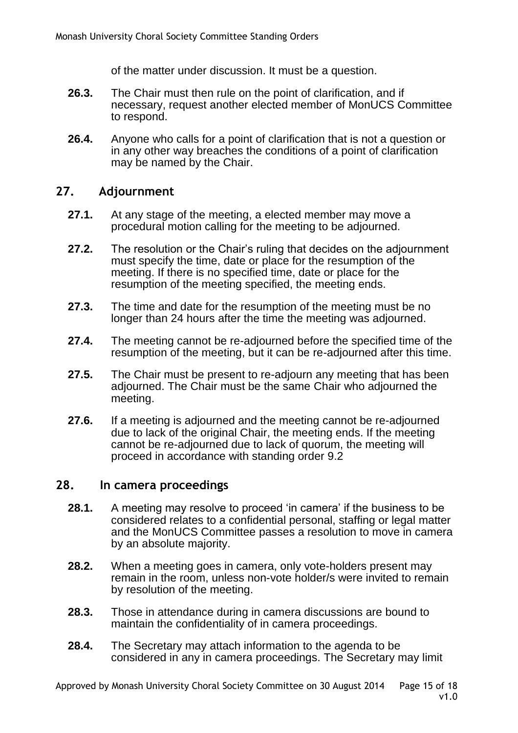of the matter under discussion. It must be a question.

**26.3.** The Chair must then rule on the point of clarification, and if necessary, request another elected member of MonUCS Committee to respond.

**26.4.** Anyone who calls for a point of clarification that is not a question or in any other way breaches the conditions of a point of clarification may be named by the Chair.

## 27. Adjournment

**27.1.** At any stage of the meeting, a elected member may move a procedural motion calling for the meeting to be adjourned.

**27.2.** The resolution or the Chair's ruling that decides on the adjournment must specify the time, date or place for the resumption of the meeting. If there is no specified time, date or place for the resumption of the meeting specified, the meeting ends.

**27.3.** The time and date for the resumption of the meeting must be no longer than 24 hours after the time the meeting was adjourned.

**27.4.** The meeting cannot be re-adjourned before the specified time of the resumption of the meeting, but it can be re-adjourned after this time.

**27.5.** The Chair must be present to re-adjourn any meeting that has been adjourned. The Chair must be the same Chair who adjourned the meeting.

**27.6.** If a meeting is adjourned and the meeting cannot be re-adjourned due to lack of the original Chair, the meeting ends. If the meeting cannot be re-adjourned due to lack of quorum, the meeting will proceed in accordance with standing order 9.2

## 28. In camera proceedings

**28.1.** A meeting may resolve to proceed 'in camera' if the business to be considered relates to a confidential personal, staffing or legal matter and the MonUCS Committee passes a resolution to move in camera by an absolute majority.

**28.2.** When a meeting goes in camera, only vote-holders present may remain in the room, unless non-vote holder/s were invited to remain by resolution of the meeting.

**28.3.** Those in attendance during in camera discussions are bound to maintain the confidentiality of in camera proceedings.

**28.4.** The Secretary may attach information to the agenda to be considered in any in camera proceedings. The Secretary may limit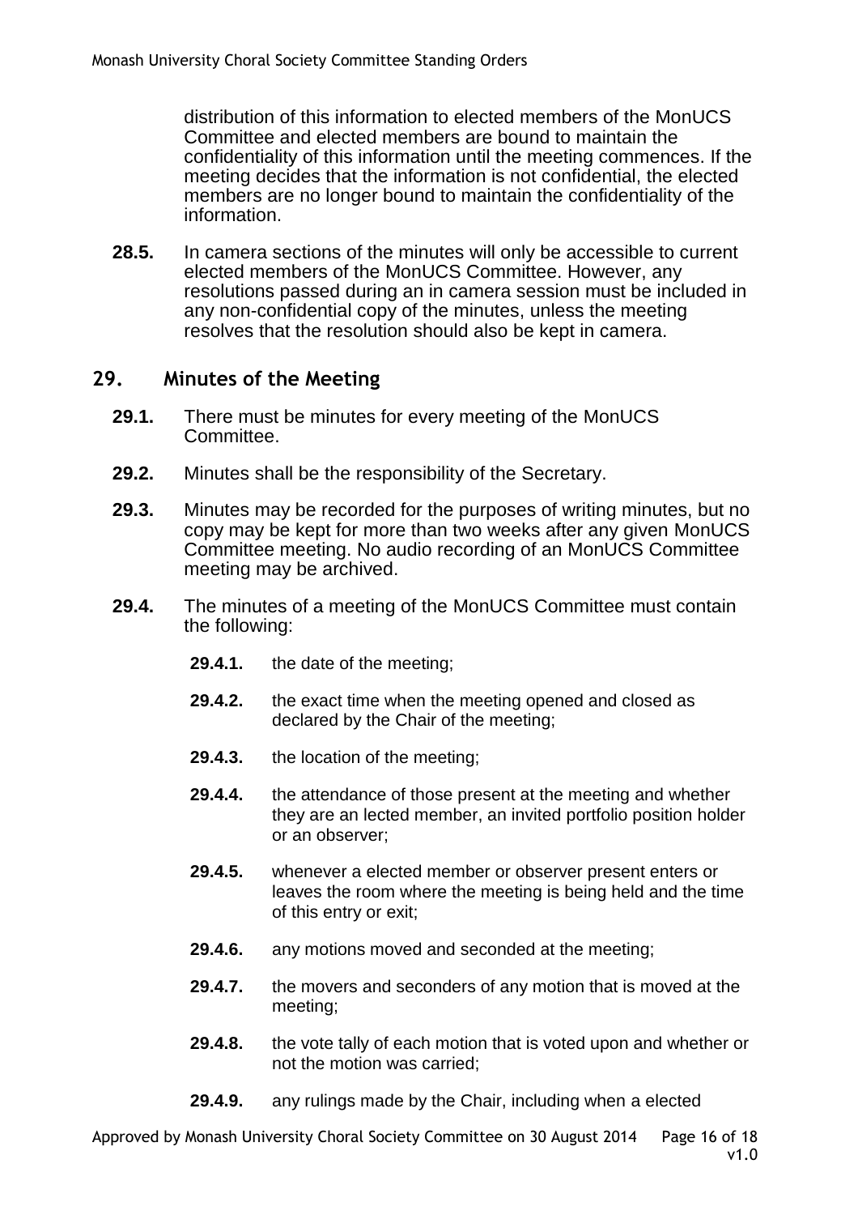distribution of this information to elected members of the MonUCS Committee and elected members are bound to maintain the confidentiality of this information until the meeting commences. If the meeting decides that the information is not confidential, the elected members are no longer bound to maintain the confidentiality of the information.

**28.5.** In camera sections of the minutes will only be accessible to current elected members of the MonUCS Committee. However, any resolutions passed during an in camera session must be included in any non-confidential copy of the minutes, unless the meeting resolves that the resolution should also be kept in camera.

## 29. Minutes of the Meeting

**29.1.** There must be minutes for every meeting of the MonUCS Committee.

**29.2.** Minutes shall be the responsibility of the Secretary.

**29.3.** Minutes may be recorded for the purposes of writing minutes, but no copy may be kept for more than two weeks after any given MonUCS Committee meeting. No audio recording of an MonUCS Committee meeting may be archived.

**29.4.** The minutes of a meeting of the MonUCS Committee must contain the following:

**29.4.1.** the date of the meeting;

**29.4.2.** the exact time when the meeting opened and closed as declared by the Chair of the meeting;

**29.4.3.** the location of the meeting;

**29.4.4.** the attendance of those present at the meeting and whether they are an lected member, an invited portfolio position holder or an observer;

**29.4.5.** whenever a elected member or observer present enters or leaves the room where the meeting is being held and the time of this entry or exit;

**29.4.6.** any motions moved and seconded at the meeting;

**29.4.7.** the movers and seconders of any motion that is moved at the meeting;

**29.4.8.** the vote tally of each motion that is voted upon and whether or not the motion was carried;

**29.4.9.** any rulings made by the Chair, including when a elected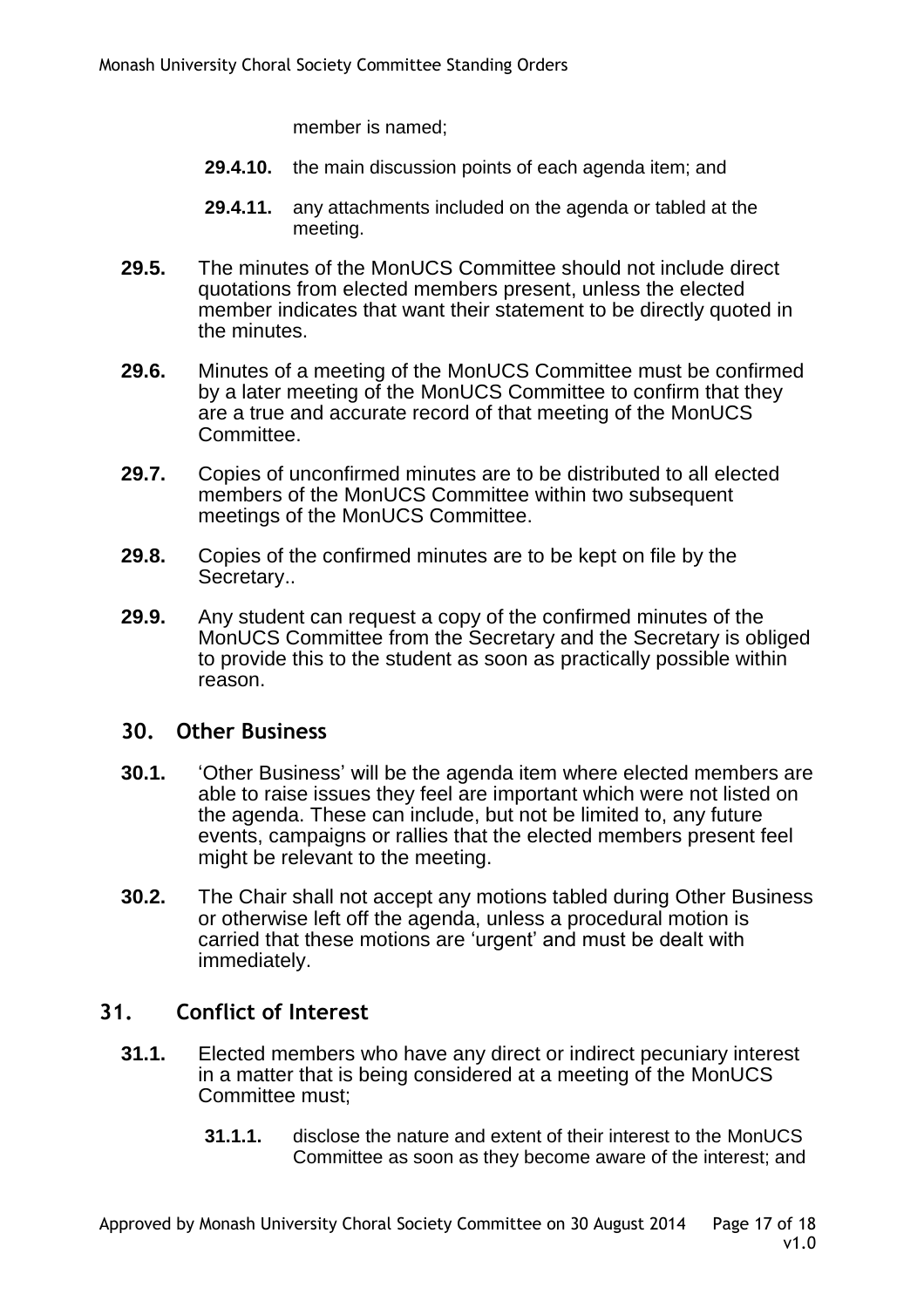member is named;

**29.4.10.** the main discussion points of each agenda item; and

**29.4.11.** any attachments included on the agenda or tabled at the meeting.

**29.5.** The minutes of the MonUCS Committee should not include direct quotations from elected members present, unless the elected member indicates that want their statement to be directly quoted in the minutes.

**29.6.** Minutes of a meeting of the MonUCS Committee must be confirmed by a later meeting of the MonUCS Committee to confirm that they are a true and accurate record of that meeting of the MonUCS Committee.

**29.7.** Copies of unconfirmed minutes are to be distributed to all elected members of the MonUCS Committee within two subsequent meetings of the MonUCS Committee.

**29.8.** Copies of the confirmed minutes are to be kept on file by the Secretary..

**29.9.** Any student can request a copy of the confirmed minutes of the MonUCS Committee from the Secretary and the Secretary is obliged to provide this to the student as soon as practically possible within reason.

## 30. Other Business

**30.1.** 'Other Business' will be the agenda item where elected members are able to raise issues they feel are important which were not listed on the agenda. These can include, but not be limited to, any future events, campaigns or rallies that the elected members present feel might be relevant to the meeting.

**30.2.** The Chair shall not accept any motions tabled during Other Business or otherwise left off the agenda, unless a procedural motion is carried that these motions are 'urgent' and must be dealt with immediately.

## 31. Conflict of Interest

**31.1.** Elected members who have any direct or indirect pecuniary interest in a matter that is being considered at a meeting of the MonUCS Committee must;

**31.1.1.** disclose the nature and extent of their interest to the MonUCS Committee as soon as they become aware of the interest; and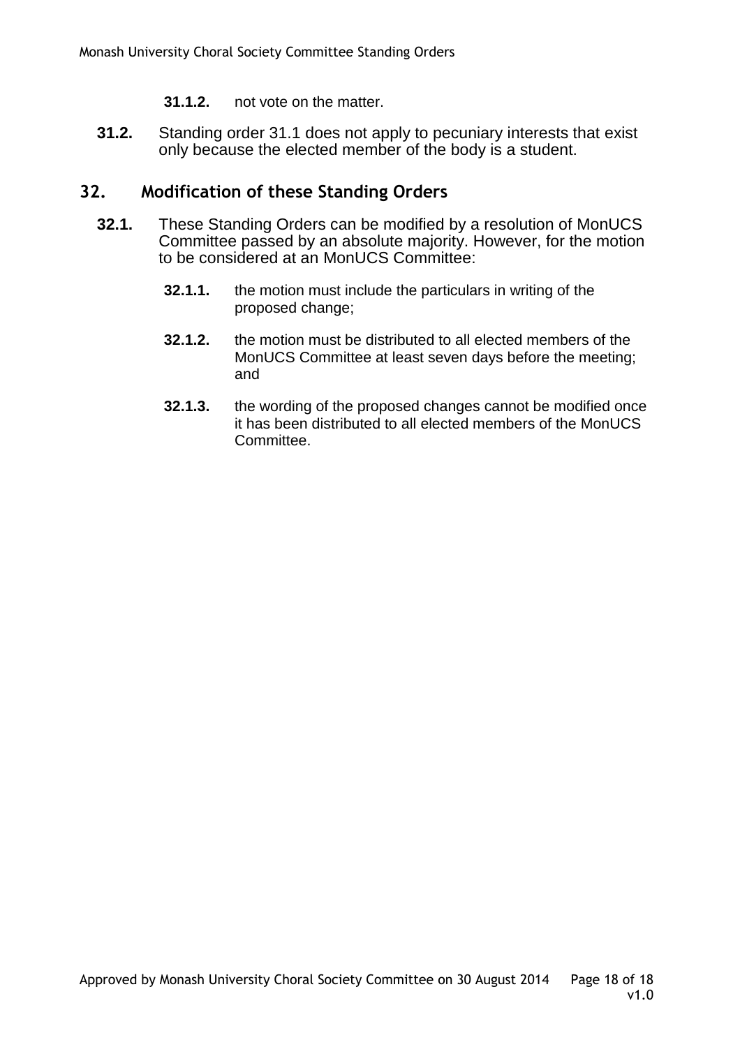**31.1.2.** not vote on the matter.

**31.2.** Standing order 31.1 does not apply to pecuniary interests that exist only because the elected member of the body is a student.

## 32. Modification of these Standing Orders

**32.1.** These Standing Orders can be modified by a resolution of MonUCS Committee passed by an absolute majority. However, for the motion to be considered at an MonUCS Committee:

**32.1.1.** the motion must include the particulars in writing of the proposed change;

**32.1.2.** the motion must be distributed to all elected members of the MonUCS Committee at least seven days before the meeting; and

**32.1.3.** the wording of the proposed changes cannot be modified once it has been distributed to all elected members of the MonUCS Committee.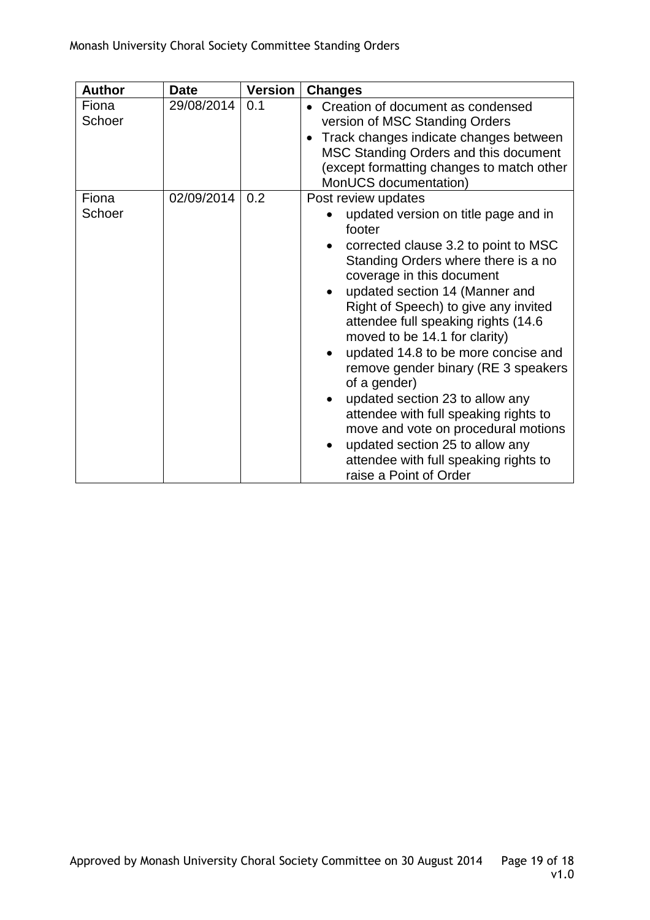| Author | Date | Version | Changes |
| --- | --- | --- | --- |
| Fiona Schoer | 29/08/2014 | 0.1 | • Creation of document as condensed version of MSC Standing Orders<br>• Track changes indicate changes between MSC Standing Orders and this document (except formatting changes to match other MonUCS documentation) |
| Fiona Schoer | 02/09/2014 | 0.2 | Post review updates<br>• updated version on title page and in footer<br>• corrected clause 3.2 to point to MSC Standing Orders where there is a no coverage in this document<br>• updated section 14 (Manner and Right of Speech) to give any invited attendee full speaking rights (14.6 moved to be 14.1 for clarity)<br>• updated 14.8 to be more concise and remove gender binary (RE 3 speakers of a gender)<br>• updated section 23 to allow any attendee with full speaking rights to move and vote on procedural motions<br>• updated section 25 to allow any attendee with full speaking rights to raise a Point of Order |